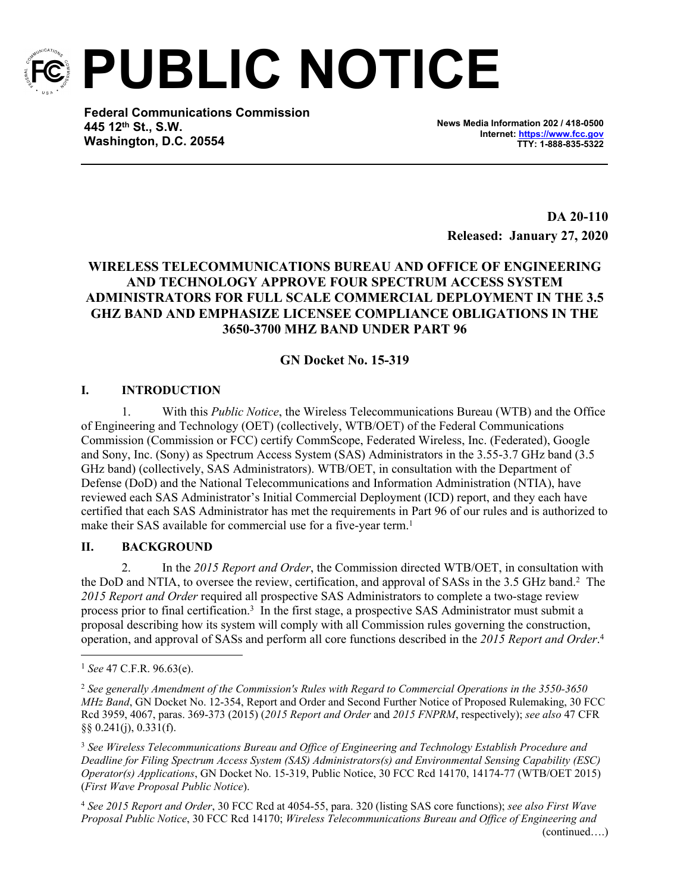# PUBLIC NOTICE

**Federal Communications Commission**
**445 12th St., S.W.**
**Washington, D.C. 20554**

**News Media Information 202 / 418-0500**
**Internet: https://www.fcc.gov**
**TTY: 1-888-835-5322**

**DA 20-110**
**Released: January 27, 2020**

**WIRELESS TELECOMMUNICATIONS BUREAU AND OFFICE OF ENGINEERING AND TECHNOLOGY APPROVE FOUR SPECTRUM ACCESS SYSTEM ADMINISTRATORS FOR FULL SCALE COMMERCIAL DEPLOYMENT IN THE 3.5 GHZ BAND AND EMPHASIZE LICENSEE COMPLIANCE OBLIGATIONS IN THE 3650-3700 MHZ BAND UNDER PART 96**

**GN Docket No. 15-319**

## I. INTRODUCTION

1. With this *Public Notice*, the Wireless Telecommunications Bureau (WTB) and the Office of Engineering and Technology (OET) (collectively, WTB/OET) of the Federal Communications Commission (Commission or FCC) certify CommScope, Federated Wireless, Inc. (Federated), Google and Sony, Inc. (Sony) as Spectrum Access System (SAS) Administrators in the 3.55-3.7 GHz band (3.5 GHz band) (collectively, SAS Administrators). WTB/OET, in consultation with the Department of Defense (DoD) and the National Telecommunications and Information Administration (NTIA), have reviewed each SAS Administrator's Initial Commercial Deployment (ICD) report, and they each have certified that each SAS Administrator has met the requirements in Part 96 of our rules and is authorized to make their SAS available for commercial use for a five-year term.[1]

## II. BACKGROUND

2. In the *2015 Report and Order*, the Commission directed WTB/OET, in consultation with the DoD and NTIA, to oversee the review, certification, and approval of SASs in the 3.5 GHz band.[2] The *2015 Report and Order* required all prospective SAS Administrators to complete a two-stage review process prior to final certification.[3] In the first stage, a prospective SAS Administrator must submit a proposal describing how its system will comply with all Commission rules governing the construction, operation, and approval of SASs and perform all core functions described in the *2015 Report and Order*.[4]

---

[1] *See* 47 C.F.R. 96.63(e).

[2] *See generally Amendment of the Commission's Rules with Regard to Commercial Operations in the 3550-3650 MHz Band*, GN Docket No. 12-354, Report and Order and Second Further Notice of Proposed Rulemaking, 30 FCC Rcd 3959, 4067, paras. 369-373 (2015) (*2015 Report and Order* and *2015 FNPRM*, respectively); *see also* 47 CFR §§ 0.241(j), 0.331(f).

[3] *See Wireless Telecommunications Bureau and Office of Engineering and Technology Establish Procedure and Deadline for Filing Spectrum Access System (SAS) Administrators(s) and Environmental Sensing Capability (ESC) Operator(s) Applications*, GN Docket No. 15-319, Public Notice, 30 FCC Rcd 14170, 14174-77 (WTB/OET 2015) (*First Wave Proposal Public Notice*).

[4] *See 2015 Report and Order*, 30 FCC Rcd at 4054-55, para. 320 (listing SAS core functions); *see also First Wave Proposal Public Notice*, 30 FCC Rcd 14170; *Wireless Telecommunications Bureau and Office of Engineering and* (continued….)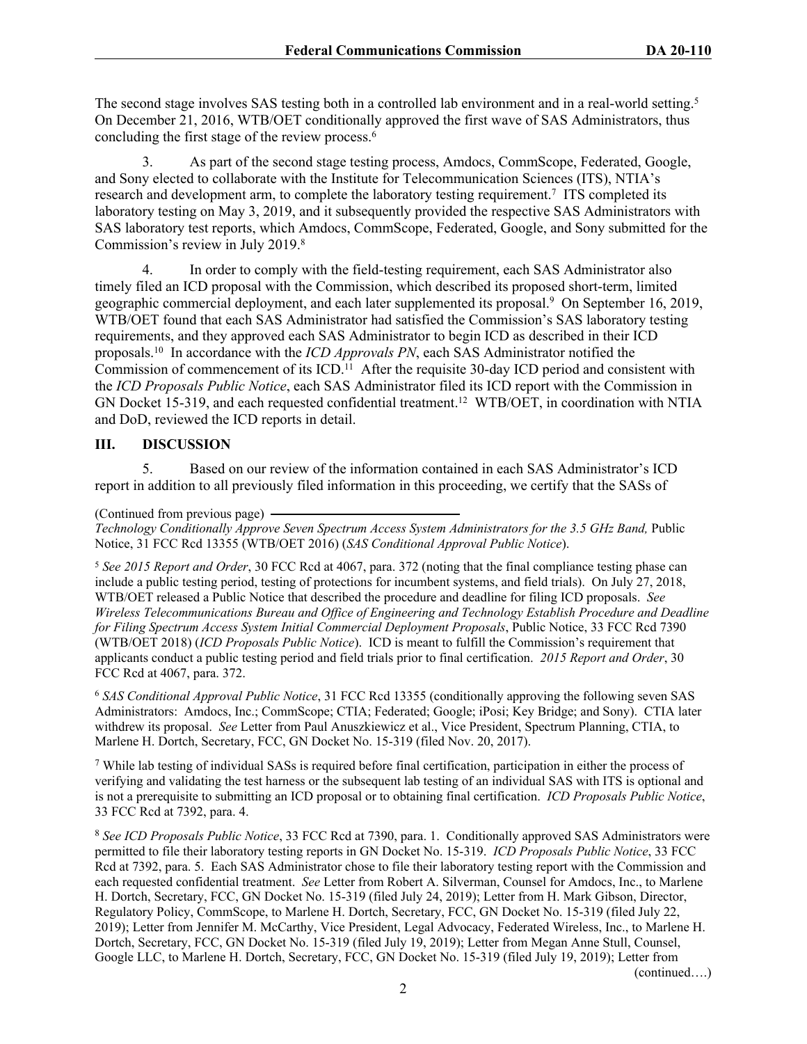The second stage involves SAS testing both in a controlled lab environment and in a real-world setting.[5] On December 21, 2016, WTB/OET conditionally approved the first wave of SAS Administrators, thus concluding the first stage of the review process.[6]

3. As part of the second stage testing process, Amdocs, CommScope, Federated, Google, and Sony elected to collaborate with the Institute for Telecommunication Sciences (ITS), NTIA's research and development arm, to complete the laboratory testing requirement.[7] ITS completed its laboratory testing on May 3, 2019, and it subsequently provided the respective SAS Administrators with SAS laboratory test reports, which Amdocs, CommScope, Federated, Google, and Sony submitted for the Commission's review in July 2019.[8]

4. In order to comply with the field-testing requirement, each SAS Administrator also timely filed an ICD proposal with the Commission, which described its proposed short-term, limited geographic commercial deployment, and each later supplemented its proposal.[9] On September 16, 2019, WTB/OET found that each SAS Administrator had satisfied the Commission's SAS laboratory testing requirements, and they approved each SAS Administrator to begin ICD as described in their ICD proposals.[10] In accordance with the *ICD Approvals PN*, each SAS Administrator notified the Commission of commencement of its ICD.[11] After the requisite 30-day ICD period and consistent with the *ICD Proposals Public Notice*, each SAS Administrator filed its ICD report with the Commission in GN Docket 15-319, and each requested confidential treatment.[12] WTB/OET, in coordination with NTIA and DoD, reviewed the ICD reports in detail.

## III. DISCUSSION

5. Based on our review of the information contained in each SAS Administrator's ICD report in addition to all previously filed information in this proceeding, we certify that the SASs of

(Continued from previous page) *Technology Conditionally Approve Seven Spectrum Access System Administrators for the 3.5 GHz Band,* Public Notice, 31 FCC Rcd 13355 (WTB/OET 2016) (*SAS Conditional Approval Public Notice*).

[5] *See 2015 Report and Order*, 30 FCC Rcd at 4067, para. 372 (noting that the final compliance testing phase can include a public testing period, testing of protections for incumbent systems, and field trials). On July 27, 2018, WTB/OET released a Public Notice that described the procedure and deadline for filing ICD proposals. *See Wireless Telecommunications Bureau and Office of Engineering and Technology Establish Procedure and Deadline for Filing Spectrum Access System Initial Commercial Deployment Proposals*, Public Notice, 33 FCC Rcd 7390 (WTB/OET 2018) (*ICD Proposals Public Notice*). ICD is meant to fulfill the Commission's requirement that applicants conduct a public testing period and field trials prior to final certification. *2015 Report and Order*, 30 FCC Rcd at 4067, para. 372.

[6] *SAS Conditional Approval Public Notice*, 31 FCC Rcd 13355 (conditionally approving the following seven SAS Administrators: Amdocs, Inc.; CommScope; CTIA; Federated; Google; iPosi; Key Bridge; and Sony). CTIA later withdrew its proposal. *See* Letter from Paul Anuszkiewicz et al., Vice President, Spectrum Planning, CTIA, to Marlene H. Dortch, Secretary, FCC, GN Docket No. 15-319 (filed Nov. 20, 2017).

[7] While lab testing of individual SASs is required before final certification, participation in either the process of verifying and validating the test harness or the subsequent lab testing of an individual SAS with ITS is optional and is not a prerequisite to submitting an ICD proposal or to obtaining final certification. *ICD Proposals Public Notice*, 33 FCC Rcd at 7392, para. 4.

[8] *See ICD Proposals Public Notice*, 33 FCC Rcd at 7390, para. 1. Conditionally approved SAS Administrators were permitted to file their laboratory testing reports in GN Docket No. 15-319. *ICD Proposals Public Notice*, 33 FCC Rcd at 7392, para. 5. Each SAS Administrator chose to file their laboratory testing report with the Commission and each requested confidential treatment. *See* Letter from Robert A. Silverman, Counsel for Amdocs, Inc., to Marlene H. Dortch, Secretary, FCC, GN Docket No. 15-319 (filed July 24, 2019); Letter from H. Mark Gibson, Director, Regulatory Policy, CommScope, to Marlene H. Dortch, Secretary, FCC, GN Docket No. 15-319 (filed July 22, 2019); Letter from Jennifer M. McCarthy, Vice President, Legal Advocacy, Federated Wireless, Inc., to Marlene H. Dortch, Secretary, FCC, GN Docket No. 15-319 (filed July 19, 2019); Letter from Megan Anne Stull, Counsel, Google LLC, to Marlene H. Dortch, Secretary, FCC, GN Docket No. 15-319 (filed July 19, 2019); Letter from (continued….)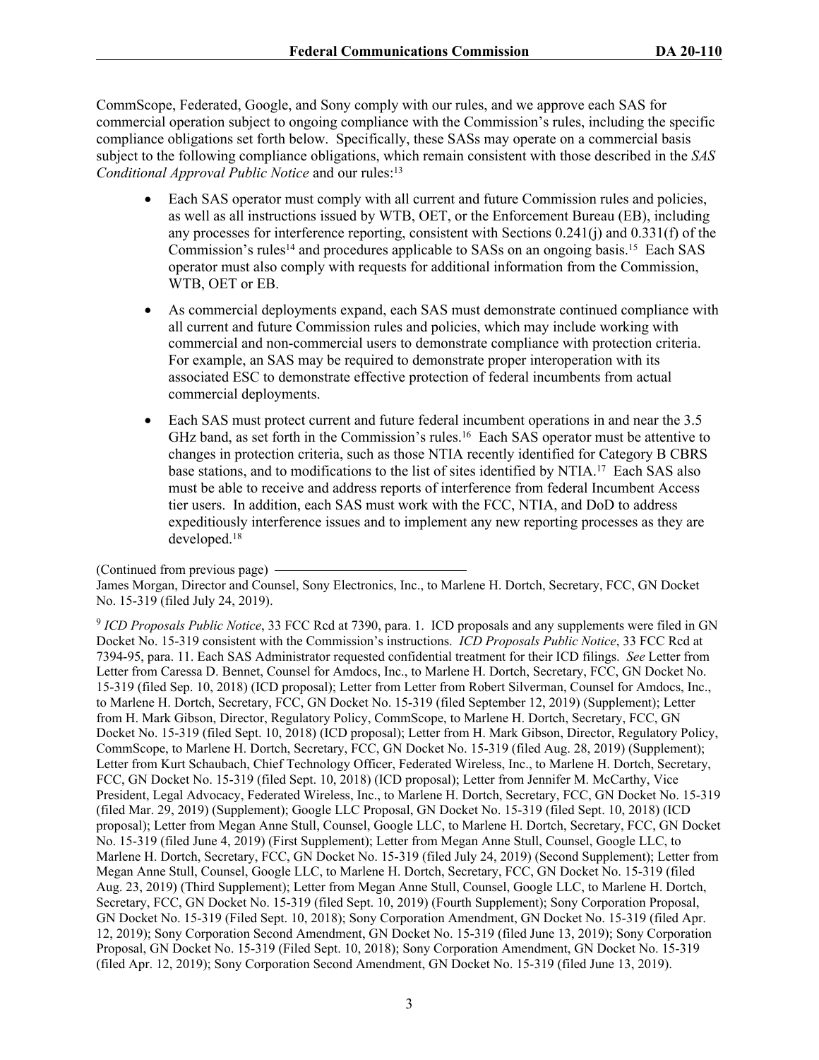CommScope, Federated, Google, and Sony comply with our rules, and we approve each SAS for commercial operation subject to ongoing compliance with the Commission's rules, including the specific compliance obligations set forth below. Specifically, these SASs may operate on a commercial basis subject to the following compliance obligations, which remain consistent with those described in the *SAS Conditional Approval Public Notice* and our rules:[13]

- Each SAS operator must comply with all current and future Commission rules and policies, as well as all instructions issued by WTB, OET, or the Enforcement Bureau (EB), including any processes for interference reporting, consistent with Sections 0.241(j) and 0.331(f) of the Commission's rules[14] and procedures applicable to SASs on an ongoing basis.[15] Each SAS operator must also comply with requests for additional information from the Commission, WTB, OET or EB.

- As commercial deployments expand, each SAS must demonstrate continued compliance with all current and future Commission rules and policies, which may include working with commercial and non-commercial users to demonstrate compliance with protection criteria. For example, an SAS may be required to demonstrate proper interoperation with its associated ESC to demonstrate effective protection of federal incumbents from actual commercial deployments.

- Each SAS must protect current and future federal incumbent operations in and near the 3.5 GHz band, as set forth in the Commission's rules.[16] Each SAS operator must be attentive to changes in protection criteria, such as those NTIA recently identified for Category B CBRS base stations, and to modifications to the list of sites identified by NTIA.[17] Each SAS also must be able to receive and address reports of interference from federal Incumbent Access tier users. In addition, each SAS must work with the FCC, NTIA, and DoD to address expeditiously interference issues and to implement any new reporting processes as they are developed.[18]

(Continued from previous page)
James Morgan, Director and Counsel, Sony Electronics, Inc., to Marlene H. Dortch, Secretary, FCC, GN Docket No. 15-319 (filed July 24, 2019).

[9] *ICD Proposals Public Notice*, 33 FCC Rcd at 7390, para. 1. ICD proposals and any supplements were filed in GN Docket No. 15-319 consistent with the Commission's instructions. *ICD Proposals Public Notice*, 33 FCC Rcd at 7394-95, para. 11. Each SAS Administrator requested confidential treatment for their ICD filings. *See* Letter from Letter from Caressa D. Bennet, Counsel for Amdocs, Inc., to Marlene H. Dortch, Secretary, FCC, GN Docket No. 15-319 (filed Sep. 10, 2018) (ICD proposal); Letter from Letter from Robert Silverman, Counsel for Amdocs, Inc., to Marlene H. Dortch, Secretary, FCC, GN Docket No. 15-319 (filed September 12, 2019) (Supplement); Letter from H. Mark Gibson, Director, Regulatory Policy, CommScope, to Marlene H. Dortch, Secretary, FCC, GN Docket No. 15-319 (filed Sept. 10, 2018) (ICD proposal); Letter from H. Mark Gibson, Director, Regulatory Policy, CommScope, to Marlene H. Dortch, Secretary, FCC, GN Docket No. 15-319 (filed Aug. 28, 2019) (Supplement); Letter from Kurt Schaubach, Chief Technology Officer, Federated Wireless, Inc., to Marlene H. Dortch, Secretary, FCC, GN Docket No. 15-319 (filed Sept. 10, 2018) (ICD proposal); Letter from Jennifer M. McCarthy, Vice President, Legal Advocacy, Federated Wireless, Inc., to Marlene H. Dortch, Secretary, FCC, GN Docket No. 15-319 (filed Mar. 29, 2019) (Supplement); Google LLC Proposal, GN Docket No. 15-319 (filed Sept. 10, 2018) (ICD proposal); Letter from Megan Anne Stull, Counsel, Google LLC, to Marlene H. Dortch, Secretary, FCC, GN Docket No. 15-319 (filed June 4, 2019) (First Supplement); Letter from Megan Anne Stull, Counsel, Google LLC, to Marlene H. Dortch, Secretary, FCC, GN Docket No. 15-319 (filed July 24, 2019) (Second Supplement); Letter from Megan Anne Stull, Counsel, Google LLC, to Marlene H. Dortch, Secretary, FCC, GN Docket No. 15-319 (filed Aug. 23, 2019) (Third Supplement); Letter from Megan Anne Stull, Counsel, Google LLC, to Marlene H. Dortch, Secretary, FCC, GN Docket No. 15-319 (filed Sept. 10, 2019) (Fourth Supplement); Sony Corporation Proposal, GN Docket No. 15-319 (Filed Sept. 10, 2018); Sony Corporation Amendment, GN Docket No. 15-319 (filed Apr. 12, 2019); Sony Corporation Second Amendment, GN Docket No. 15-319 (filed June 13, 2019); Sony Corporation Proposal, GN Docket No. 15-319 (Filed Sept. 10, 2018); Sony Corporation Amendment, GN Docket No. 15-319 (filed Apr. 12, 2019); Sony Corporation Second Amendment, GN Docket No. 15-319 (filed June 13, 2019).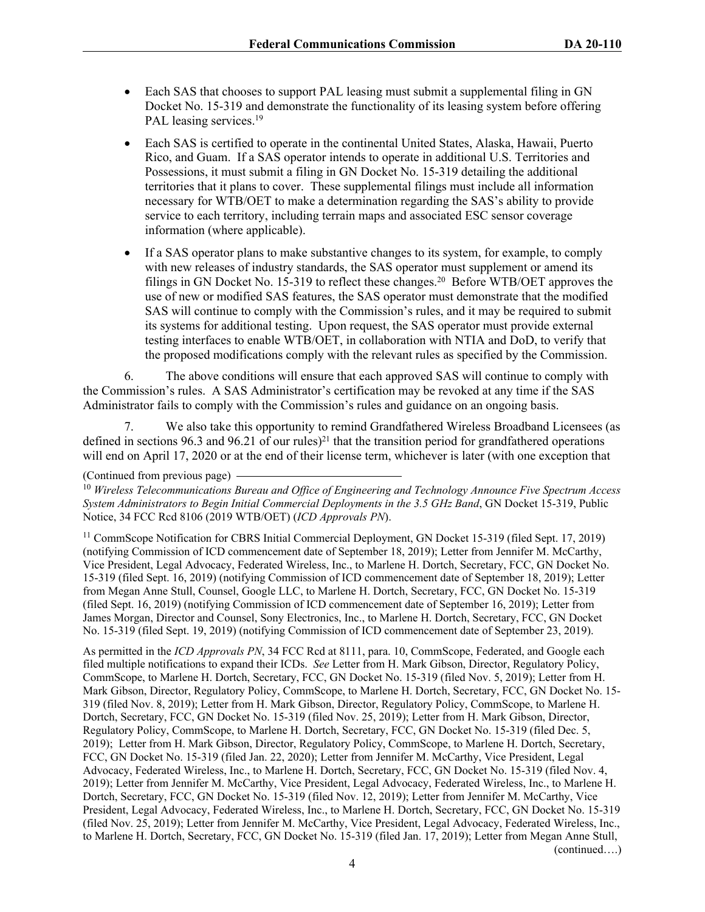- Each SAS that chooses to support PAL leasing must submit a supplemental filing in GN Docket No. 15-319 and demonstrate the functionality of its leasing system before offering PAL leasing services.[19]

- Each SAS is certified to operate in the continental United States, Alaska, Hawaii, Puerto Rico, and Guam. If a SAS operator intends to operate in additional U.S. Territories and Possessions, it must submit a filing in GN Docket No. 15-319 detailing the additional territories that it plans to cover. These supplemental filings must include all information necessary for WTB/OET to make a determination regarding the SAS's ability to provide service to each territory, including terrain maps and associated ESC sensor coverage information (where applicable).

- If a SAS operator plans to make substantive changes to its system, for example, to comply with new releases of industry standards, the SAS operator must supplement or amend its filings in GN Docket No. 15-319 to reflect these changes.[20] Before WTB/OET approves the use of new or modified SAS features, the SAS operator must demonstrate that the modified SAS will continue to comply with the Commission's rules, and it may be required to submit its systems for additional testing. Upon request, the SAS operator must provide external testing interfaces to enable WTB/OET, in collaboration with NTIA and DoD, to verify that the proposed modifications comply with the relevant rules as specified by the Commission.

6. The above conditions will ensure that each approved SAS will continue to comply with the Commission's rules. A SAS Administrator's certification may be revoked at any time if the SAS Administrator fails to comply with the Commission's rules and guidance on an ongoing basis.

7. We also take this opportunity to remind Grandfathered Wireless Broadband Licensees (as defined in sections 96.3 and 96.21 of our rules)[21] that the transition period for grandfathered operations will end on April 17, 2020 or at the end of their license term, whichever is later (with one exception that

(Continued from previous page)

[10] *Wireless Telecommunications Bureau and Office of Engineering and Technology Announce Five Spectrum Access System Administrators to Begin Initial Commercial Deployments in the 3.5 GHz Band*, GN Docket 15-319, Public Notice, 34 FCC Rcd 8106 (2019 WTB/OET) (*ICD Approvals PN*).

[11] CommScope Notification for CBRS Initial Commercial Deployment, GN Docket 15-319 (filed Sept. 17, 2019) (notifying Commission of ICD commencement date of September 18, 2019); Letter from Jennifer M. McCarthy, Vice President, Legal Advocacy, Federated Wireless, Inc., to Marlene H. Dortch, Secretary, FCC, GN Docket No. 15-319 (filed Sept. 16, 2019) (notifying Commission of ICD commencement date of September 18, 2019); Letter from Megan Anne Stull, Counsel, Google LLC, to Marlene H. Dortch, Secretary, FCC, GN Docket No. 15-319 (filed Sept. 16, 2019) (notifying Commission of ICD commencement date of September 16, 2019); Letter from James Morgan, Director and Counsel, Sony Electronics, Inc., to Marlene H. Dortch, Secretary, FCC, GN Docket No. 15-319 (filed Sept. 19, 2019) (notifying Commission of ICD commencement date of September 23, 2019).

As permitted in the *ICD Approvals PN*, 34 FCC Rcd at 8111, para. 10, CommScope, Federated, and Google each filed multiple notifications to expand their ICDs. *See* Letter from H. Mark Gibson, Director, Regulatory Policy, CommScope, to Marlene H. Dortch, Secretary, FCC, GN Docket No. 15-319 (filed Nov. 5, 2019); Letter from H. Mark Gibson, Director, Regulatory Policy, CommScope, to Marlene H. Dortch, Secretary, FCC, GN Docket No. 15-319 (filed Nov. 8, 2019); Letter from H. Mark Gibson, Director, Regulatory Policy, CommScope, to Marlene H. Dortch, Secretary, FCC, GN Docket No. 15-319 (filed Nov. 25, 2019); Letter from H. Mark Gibson, Director, Regulatory Policy, CommScope, to Marlene H. Dortch, Secretary, FCC, GN Docket No. 15-319 (filed Dec. 5, 2019); Letter from H. Mark Gibson, Director, Regulatory Policy, CommScope, to Marlene H. Dortch, Secretary, FCC, GN Docket No. 15-319 (filed Jan. 22, 2020); Letter from Jennifer M. McCarthy, Vice President, Legal Advocacy, Federated Wireless, Inc., to Marlene H. Dortch, Secretary, FCC, GN Docket No. 15-319 (filed Nov. 4, 2019); Letter from Jennifer M. McCarthy, Vice President, Legal Advocacy, Federated Wireless, Inc., to Marlene H. Dortch, Secretary, FCC, GN Docket No. 15-319 (filed Nov. 12, 2019); Letter from Jennifer M. McCarthy, Vice President, Legal Advocacy, Federated Wireless, Inc., to Marlene H. Dortch, Secretary, FCC, GN Docket No. 15-319 (filed Nov. 25, 2019); Letter from Jennifer M. McCarthy, Vice President, Legal Advocacy, Federated Wireless, Inc., to Marlene H. Dortch, Secretary, FCC, GN Docket No. 15-319 (filed Jan. 17, 2019); Letter from Megan Anne Stull,

(continued….)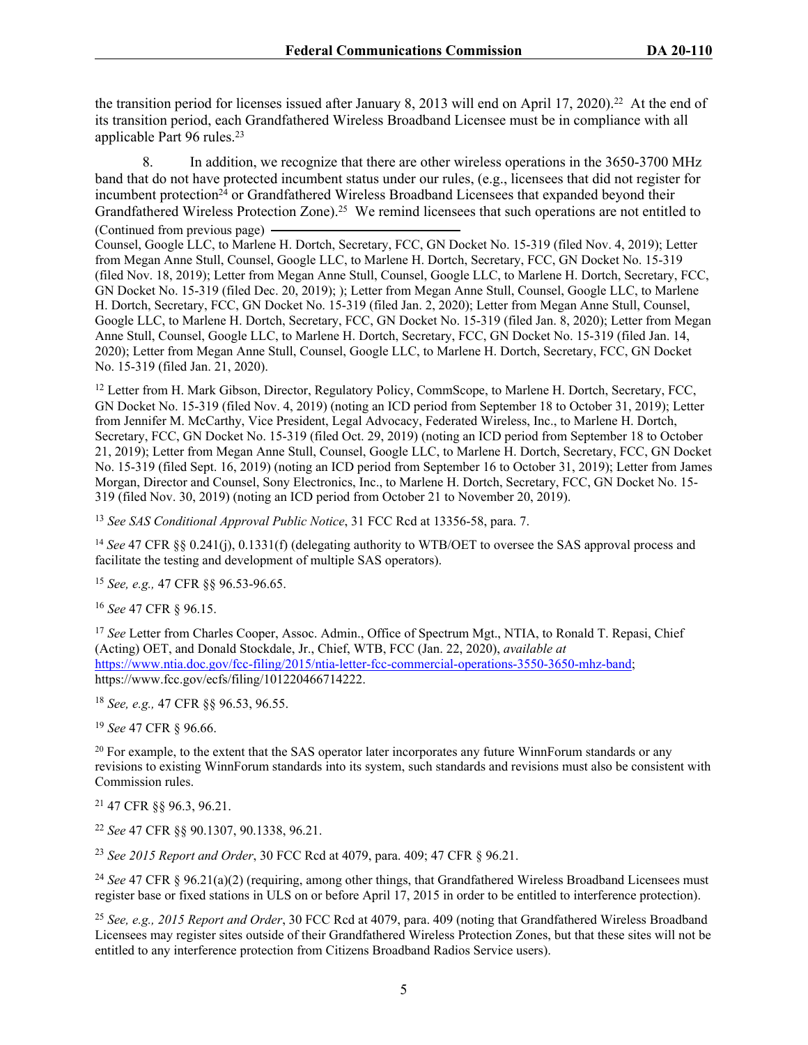the transition period for licenses issued after January 8, 2013 will end on April 17, 2020).[22] At the end of its transition period, each Grandfathered Wireless Broadband Licensee must be in compliance with all applicable Part 96 rules.[23]

8. In addition, we recognize that there are other wireless operations in the 3650-3700 MHz band that do not have protected incumbent status under our rules, (e.g., licensees that did not register for incumbent protection[24] or Grandfathered Wireless Broadband Licensees that expanded beyond their Grandfathered Wireless Protection Zone).[25] We remind licensees that such operations are not entitled to

(Continued from previous page)

Counsel, Google LLC, to Marlene H. Dortch, Secretary, FCC, GN Docket No. 15-319 (filed Nov. 4, 2019); Letter from Megan Anne Stull, Counsel, Google LLC, to Marlene H. Dortch, Secretary, FCC, GN Docket No. 15-319 (filed Nov. 18, 2019); Letter from Megan Anne Stull, Counsel, Google LLC, to Marlene H. Dortch, Secretary, FCC, GN Docket No. 15-319 (filed Dec. 20, 2019); ); Letter from Megan Anne Stull, Counsel, Google LLC, to Marlene H. Dortch, Secretary, FCC, GN Docket No. 15-319 (filed Jan. 2, 2020); Letter from Megan Anne Stull, Counsel, Google LLC, to Marlene H. Dortch, Secretary, FCC, GN Docket No. 15-319 (filed Jan. 8, 2020); Letter from Megan Anne Stull, Counsel, Google LLC, to Marlene H. Dortch, Secretary, FCC, GN Docket No. 15-319 (filed Jan. 14, 2020); Letter from Megan Anne Stull, Counsel, Google LLC, to Marlene H. Dortch, Secretary, FCC, GN Docket No. 15-319 (filed Jan. 21, 2020).

[12] Letter from H. Mark Gibson, Director, Regulatory Policy, CommScope, to Marlene H. Dortch, Secretary, FCC, GN Docket No. 15-319 (filed Nov. 4, 2019) (noting an ICD period from September 18 to October 31, 2019); Letter from Jennifer M. McCarthy, Vice President, Legal Advocacy, Federated Wireless, Inc., to Marlene H. Dortch, Secretary, FCC, GN Docket No. 15-319 (filed Oct. 29, 2019) (noting an ICD period from September 18 to October 21, 2019); Letter from Megan Anne Stull, Counsel, Google LLC, to Marlene H. Dortch, Secretary, FCC, GN Docket No. 15-319 (filed Sept. 16, 2019) (noting an ICD period from September 16 to October 31, 2019); Letter from James Morgan, Director and Counsel, Sony Electronics, Inc., to Marlene H. Dortch, Secretary, FCC, GN Docket No. 15-319 (filed Nov. 30, 2019) (noting an ICD period from October 21 to November 20, 2019).

[13] *See SAS Conditional Approval Public Notice*, 31 FCC Rcd at 13356-58, para. 7.

[14] *See* 47 CFR §§ 0.241(j), 0.1331(f) (delegating authority to WTB/OET to oversee the SAS approval process and facilitate the testing and development of multiple SAS operators).

[15] *See, e.g.,* 47 CFR §§ 96.53-96.65.

[16] *See* 47 CFR § 96.15.

[17] *See* Letter from Charles Cooper, Assoc. Admin., Office of Spectrum Mgt., NTIA, to Ronald T. Repasi, Chief (Acting) OET, and Donald Stockdale, Jr., Chief, WTB, FCC (Jan. 22, 2020), *available at* https://www.ntia.doc.gov/fcc-filing/2015/ntia-letter-fcc-commercial-operations-3550-3650-mhz-band; https://www.fcc.gov/ecfs/filing/101220466714222.

[18] *See, e.g.,* 47 CFR §§ 96.53, 96.55.

[19] *See* 47 CFR § 96.66.

[20] For example, to the extent that the SAS operator later incorporates any future WinnForum standards or any revisions to existing WinnForum standards into its system, such standards and revisions must also be consistent with Commission rules.

[21] 47 CFR §§ 96.3, 96.21.

[22] *See* 47 CFR §§ 90.1307, 90.1338, 96.21.

[23] *See 2015 Report and Order*, 30 FCC Rcd at 4079, para. 409; 47 CFR § 96.21.

[24] *See* 47 CFR § 96.21(a)(2) (requiring, among other things, that Grandfathered Wireless Broadband Licensees must register base or fixed stations in ULS on or before April 17, 2015 in order to be entitled to interference protection).

[25] *See, e.g., 2015 Report and Order*, 30 FCC Rcd at 4079, para. 409 (noting that Grandfathered Wireless Broadband Licensees may register sites outside of their Grandfathered Wireless Protection Zones, but that these sites will not be entitled to any interference protection from Citizens Broadband Radios Service users).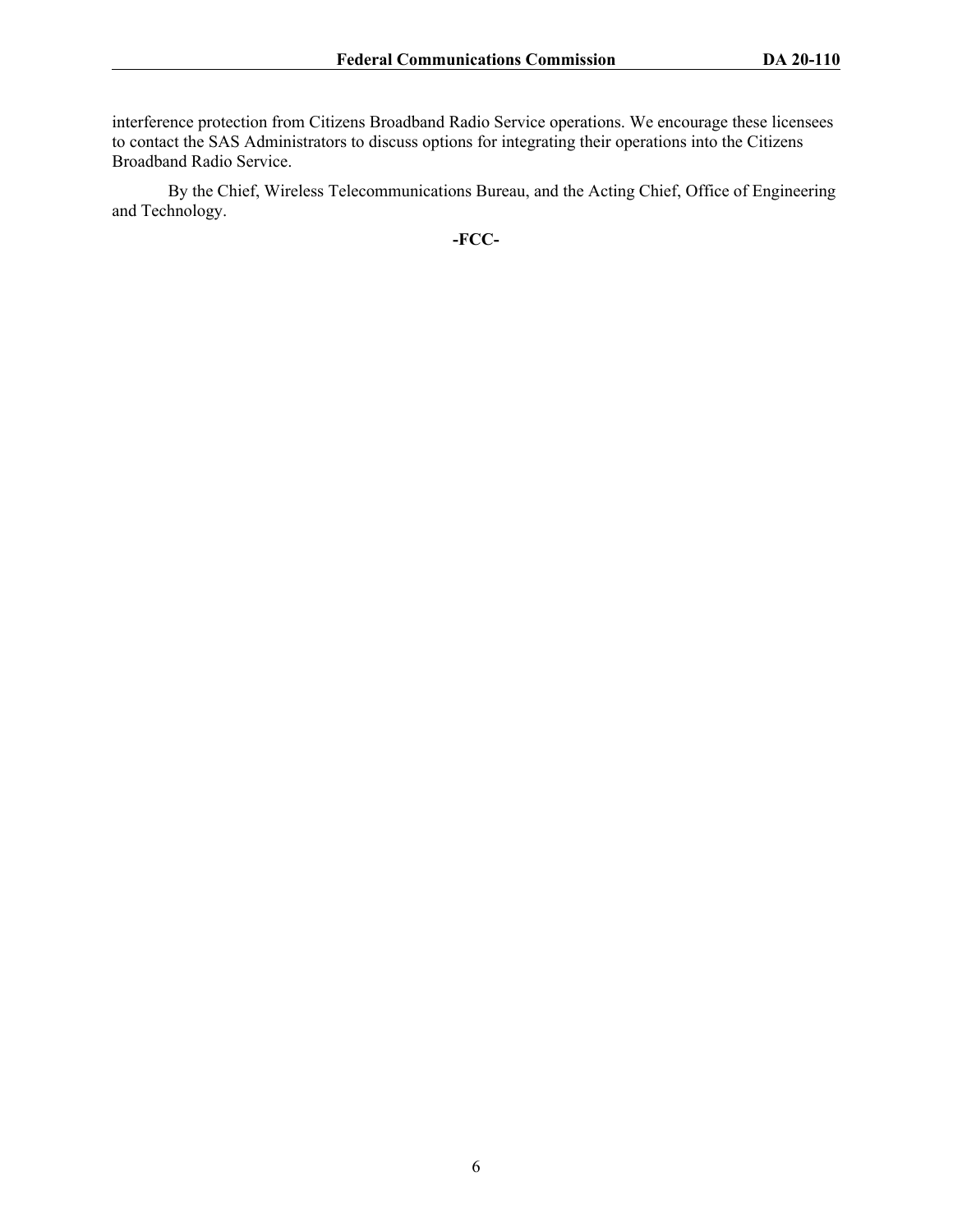interference protection from Citizens Broadband Radio Service operations. We encourage these licensees to contact the SAS Administrators to discuss options for integrating their operations into the Citizens Broadband Radio Service.

By the Chief, Wireless Telecommunications Bureau, and the Acting Chief, Office of Engineering and Technology.

**-FCC-**